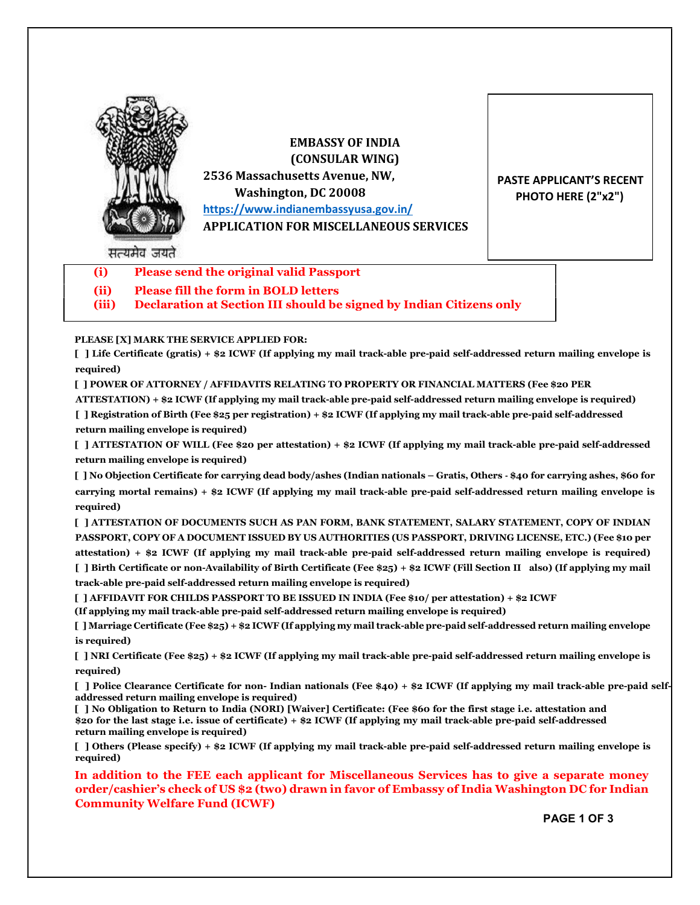सत्यमेव जयते

**EMBASSY OF INDIA**
**(CONSULAR WING)**
**2536 Massachusetts Avenue, NW,**
**Washington, DC 20008**
https://www.indianembassyusa.gov.in/

**APPLICATION FOR MISCELLANEOUS SERVICES**

**PASTE APPLICANT'S RECENT PHOTO HERE (2"x2")**

**(i) Please send the original valid Passport**
**(ii) Please fill the form in BOLD letters**
**(iii) Declaration at Section III should be signed by Indian Citizens only**

**PLEASE [X] MARK THE SERVICE APPLIED FOR:**

**[ ] Life Certificate (gratis) + $2 ICWF (If applying my mail track-able pre-paid self-addressed return mailing envelope is required)**

**[ ] POWER OF ATTORNEY / AFFIDAVITS RELATING TO PROPERTY OR FINANCIAL MATTERS (Fee $20 PER ATTESTATION) + $2 ICWF (If applying my mail track-able pre-paid self-addressed return mailing envelope is required)**

**[ ] Registration of Birth (Fee $25 per registration) + $2 ICWF (If applying my mail track-able pre-paid self-addressed return mailing envelope is required)**

**[ ] ATTESTATION OF WILL (Fee $20 per attestation) + $2 ICWF (If applying my mail track-able pre-paid self-addressed return mailing envelope is required)**

**[ ] No Objection Certificate for carrying dead body/ashes (Indian nationals – Gratis, Others - $40 for carrying ashes, $60 for carrying mortal remains) + $2 ICWF (If applying my mail track-able pre-paid self-addressed return mailing envelope is required)**

**[ ] ATTESTATION OF DOCUMENTS SUCH AS PAN FORM, BANK STATEMENT, SALARY STATEMENT, COPY OF INDIAN PASSPORT, COPY OF A DOCUMENT ISSUED BY US AUTHORITIES (US PASSPORT, DRIVING LICENSE, ETC.) (Fee $10 per attestation) + $2 ICWF (If applying my mail track-able pre-paid self-addressed return mailing envelope is required)**

**[ ] Birth Certificate or non-Availability of Birth Certificate (Fee $25) + $2 ICWF (Fill Section II also) (If applying my mail track-able pre-paid self-addressed return mailing envelope is required)**

**[ ] AFFIDAVIT FOR CHILDS PASSPORT TO BE ISSUED IN INDIA (Fee $10/ per attestation) + $2 ICWF (If applying my mail track-able pre-paid self-addressed return mailing envelope is required)**

**[ ] Marriage Certificate (Fee $25) + $2 ICWF (If applying my mail track-able pre-paid self-addressed return mailing envelope is required)**

**[ ] NRI Certificate (Fee $25) + $2 ICWF (If applying my mail track-able pre-paid self-addressed return mailing envelope is required)**

**[ ] Police Clearance Certificate for non- Indian nationals (Fee $40) + $2 ICWF (If applying my mail track-able pre-paid self-addressed return mailing envelope is required)**

**[ ] No Obligation to Return to India (NORI) [Waiver] Certificate: (Fee $60 for the first stage i.e. attestation and $20 for the last stage i.e. issue of certificate) + $2 ICWF (If applying my mail track-able pre-paid self-addressed return mailing envelope is required)**

**[ ] Others (Please specify) + $2 ICWF (If applying my mail track-able pre-paid self-addressed return mailing envelope is required)**

**In addition to the FEE each applicant for Miscellaneous Services has to give a separate money order/cashier's check of US $2 (two) drawn in favor of Embassy of India Washington DC for Indian Community Welfare Fund (ICWF)**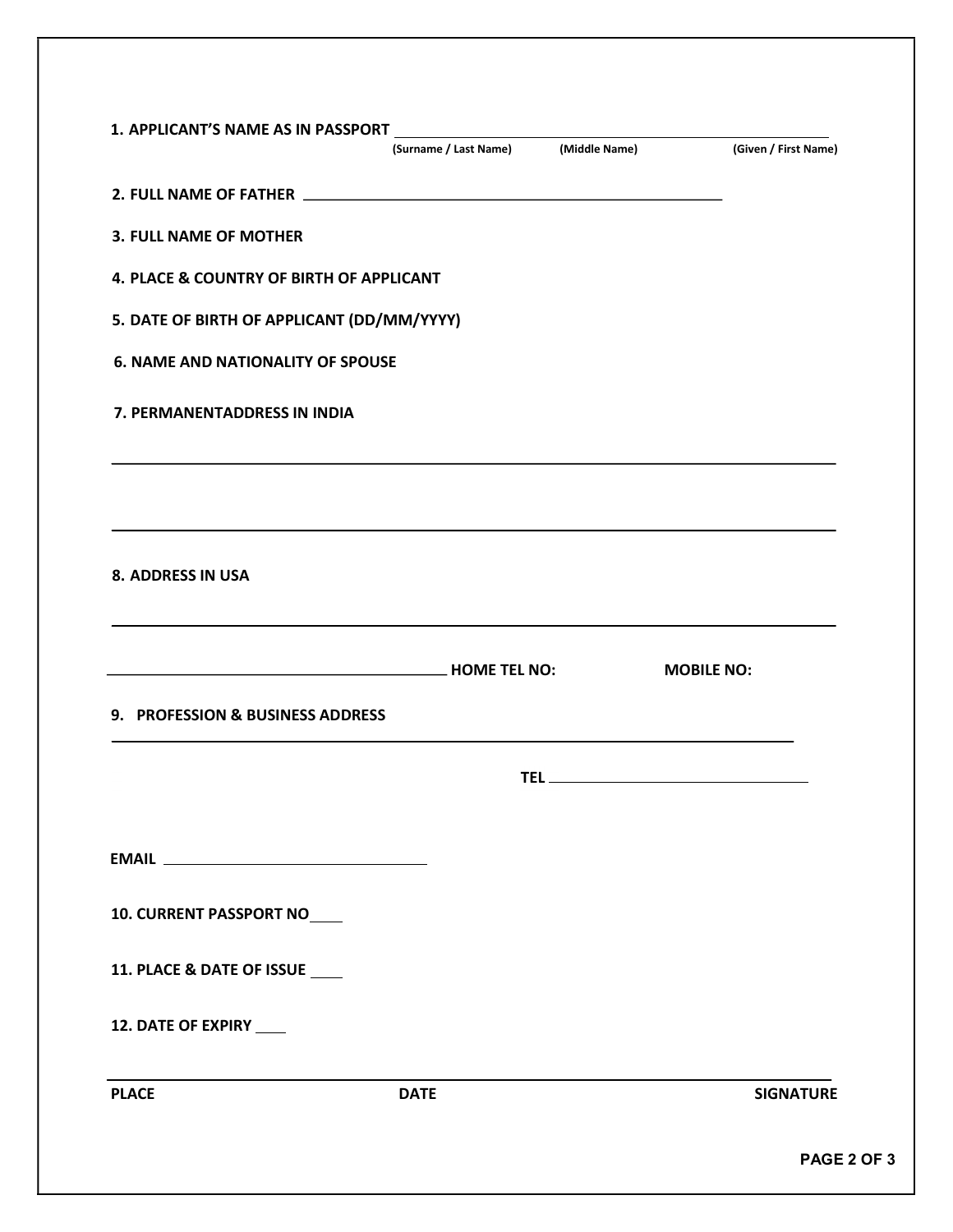**1. APPLICANT'S NAME AS IN PASSPORT** ______________________________________________

(Surname / Last Name) (Middle Name) (Given / First Name)

**2. FULL NAME OF FATHER** ______________________________________________

**3. FULL NAME OF MOTHER**

**4. PLACE & COUNTRY OF BIRTH OF APPLICANT**

**5. DATE OF BIRTH OF APPLICANT (DD/MM/YYYY)**

**6. NAME AND NATIONALITY OF SPOUSE**

**7. PERMANENTADDRESS IN INDIA**

______________________________________________________________________________

______________________________________________________________________________

**8. ADDRESS IN USA**

______________________________________________________________________________

______________________________________ **HOME TEL NO:** **MOBILE NO:**

**9. PROFESSION & BUSINESS ADDRESS**

______________________________________________________________________________

**TEL** ______________________________

**EMAIL** ______________________________

**10. CURRENT PASSPORT NO** ____

**11. PLACE & DATE OF ISSUE** ____

**12. DATE OF EXPIRY** ____

______________________________________________________________________________

**PLACE** **DATE** **SIGNATURE**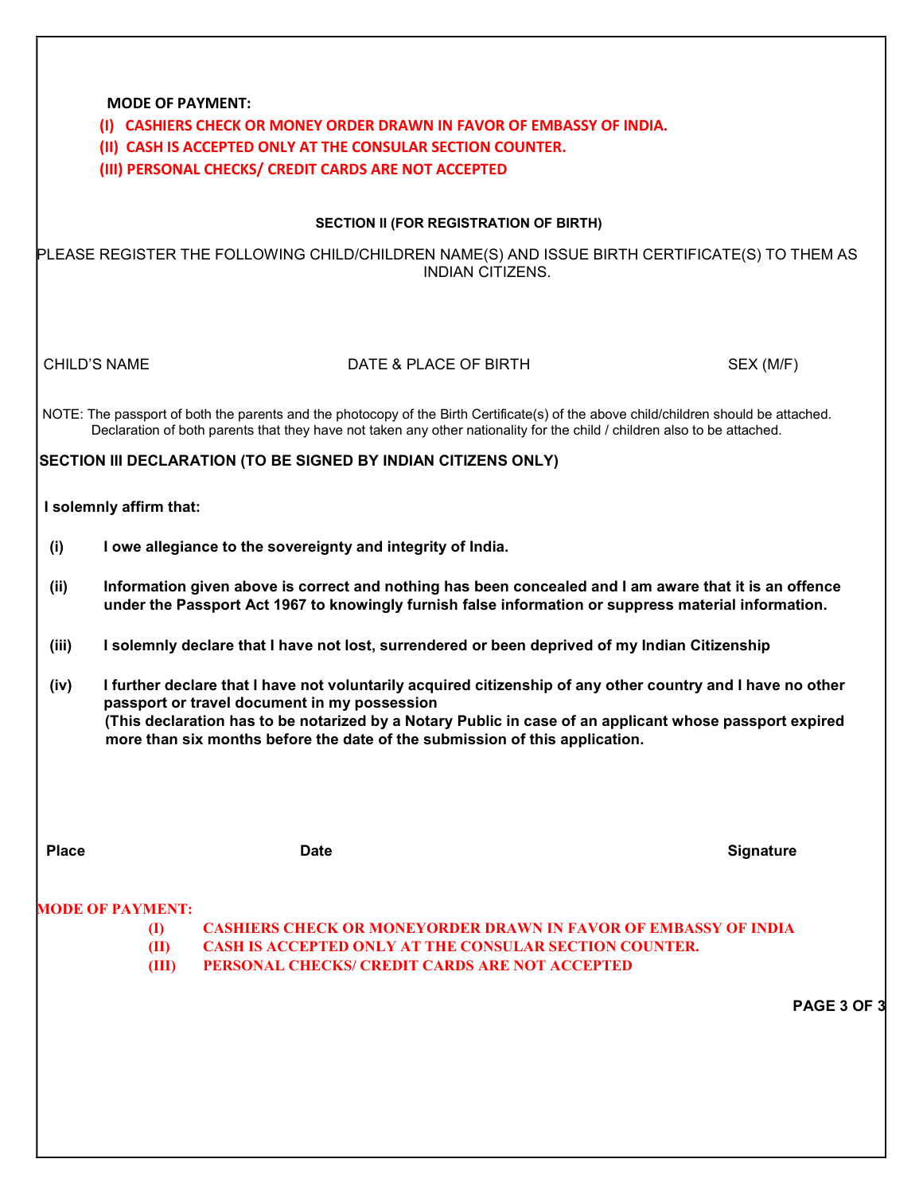**MODE OF PAYMENT:**

**(I) CASHIERS CHECK OR MONEY ORDER DRAWN IN FAVOR OF EMBASSY OF INDIA.**

**(II) CASH IS ACCEPTED ONLY AT THE CONSULAR SECTION COUNTER.**

**(III) PERSONAL CHECKS/ CREDIT CARDS ARE NOT ACCEPTED**

## SECTION II (FOR REGISTRATION OF BIRTH)

PLEASE REGISTER THE FOLLOWING CHILD/CHILDREN NAME(S) AND ISSUE BIRTH CERTIFICATE(S) TO THEM AS INDIAN CITIZENS.

| CHILD'S NAME | DATE & PLACE OF BIRTH | SEX (M/F) |
|---|---|---|
| | | |

NOTE: The passport of both the parents and the photocopy of the Birth Certificate(s) of the above child/children should be attached. Declaration of both parents that they have not taken any other nationality for the child / children also to be attached.

## SECTION III DECLARATION (TO BE SIGNED BY INDIAN CITIZENS ONLY)

**I solemnly affirm that:**

**(i)** **I owe allegiance to the sovereignty and integrity of India.**

**(ii)** **Information given above is correct and nothing has been concealed and I am aware that it is an offence under the Passport Act 1967 to knowingly furnish false information or suppress material information.**

**(iii)** **I solemnly declare that I have not lost, surrendered or been deprived of my Indian Citizenship**

**(iv)** **I further declare that I have not voluntarily acquired citizenship of any other country and I have no other passport or travel document in my possession**
**(This declaration has to be notarized by a Notary Public in case of an applicant whose passport expired more than six months before the date of the submission of this application.**

**Place** **Date** **Signature**

**MODE OF PAYMENT:**

**(I)** **CASHIERS CHECK OR MONEYORDER DRAWN IN FAVOR OF EMBASSY OF INDIA**

**(II)** **CASH IS ACCEPTED ONLY AT THE CONSULAR SECTION COUNTER.**

**(III)** **PERSONAL CHECKS/ CREDIT CARDS ARE NOT ACCEPTED**